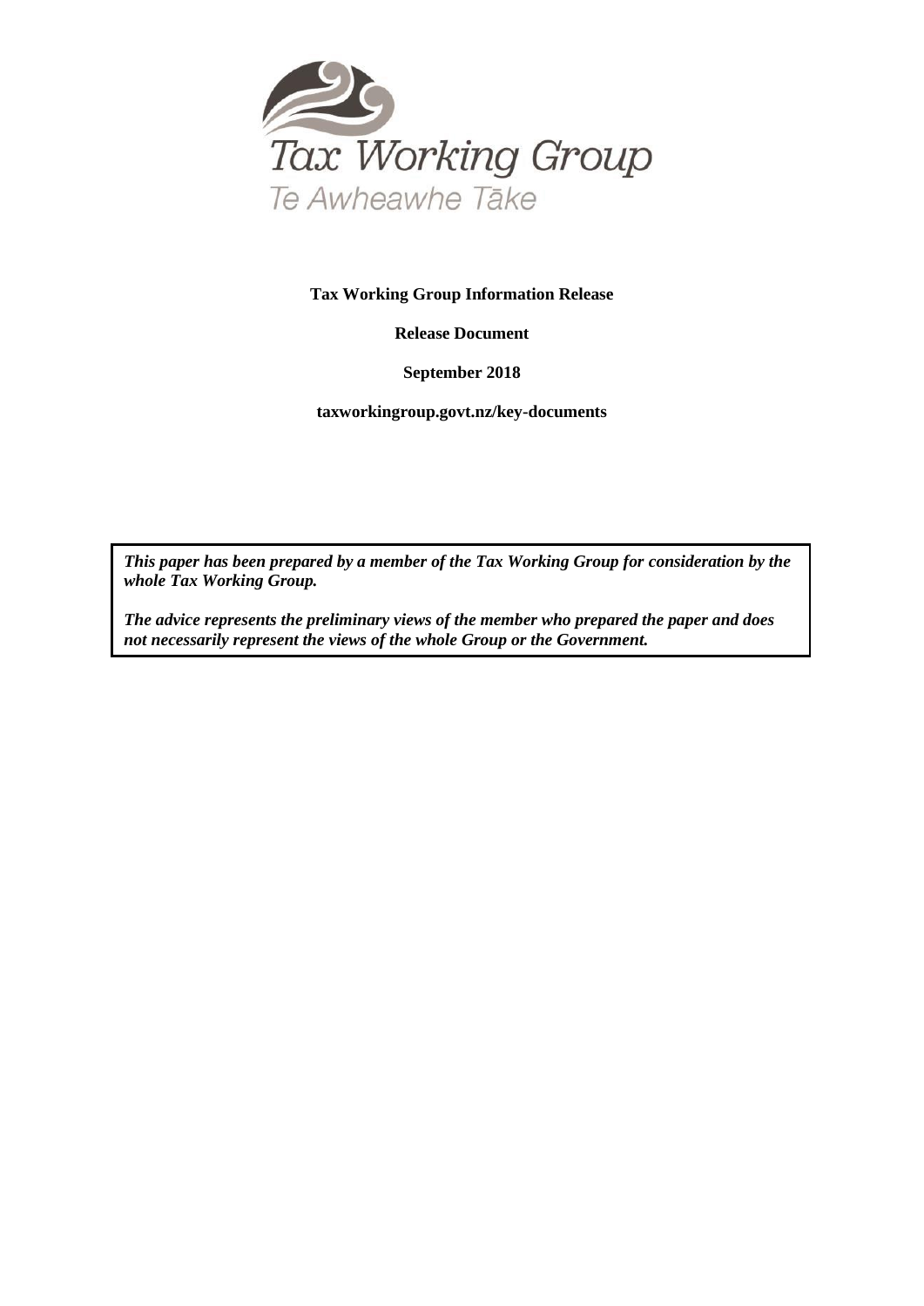Tax Working Group

Te Awheawhe Tāke

**Tax Working Group Information Release**

**Release Document**

**September 2018**

**taxworkingroup.govt.nz/key-documents**

***This paper has been prepared by a member of the Tax Working Group for consideration by the whole Tax Working Group.***

***The advice represents the preliminary views of the member who prepared the paper and does not necessarily represent the views of the whole Group or the Government.***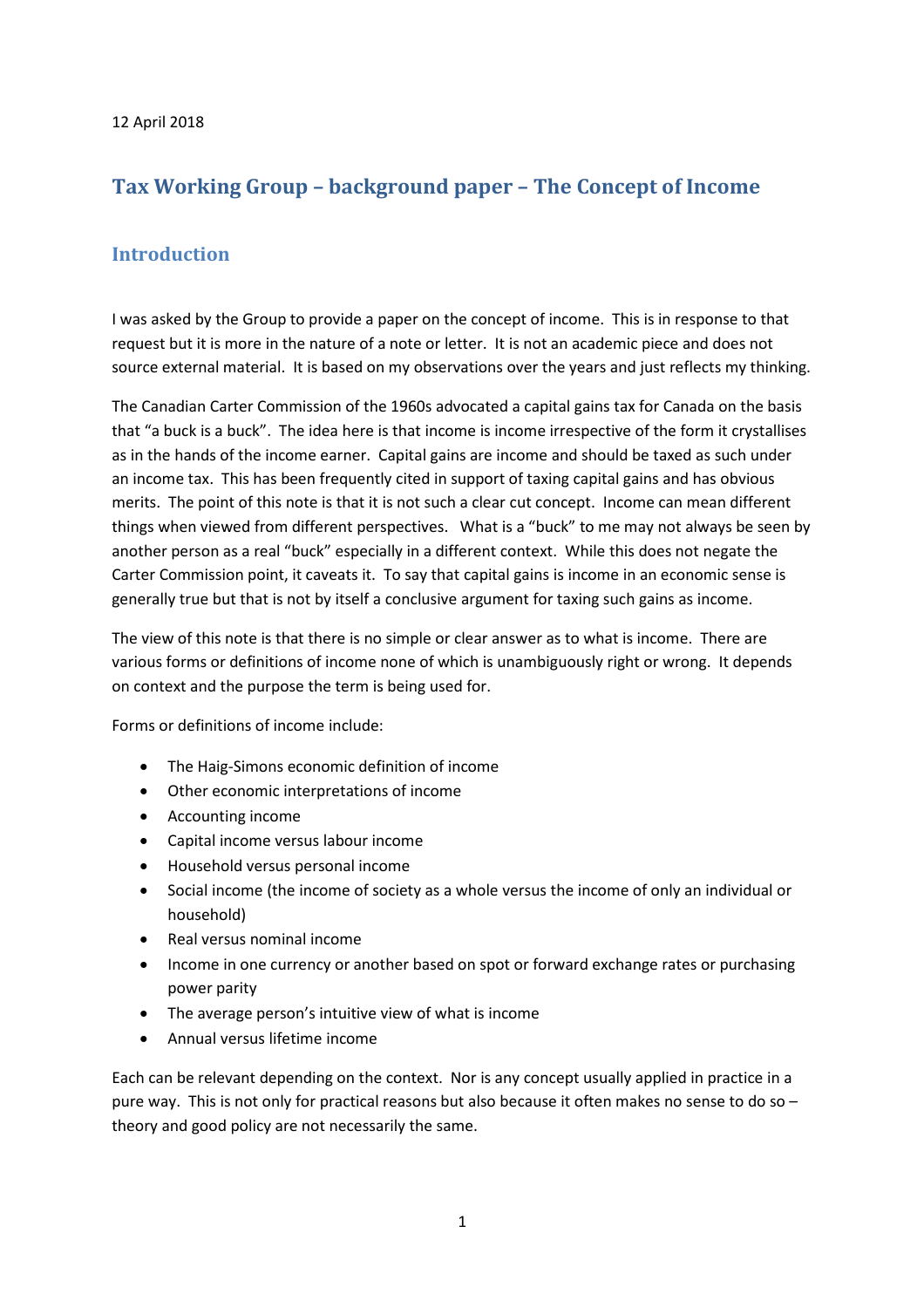12 April 2018

# Tax Working Group – background paper – The Concept of Income

## Introduction

I was asked by the Group to provide a paper on the concept of income. This is in response to that request but it is more in the nature of a note or letter. It is not an academic piece and does not source external material. It is based on my observations over the years and just reflects my thinking.

The Canadian Carter Commission of the 1960s advocated a capital gains tax for Canada on the basis that "a buck is a buck". The idea here is that income is income irrespective of the form it crystallises as in the hands of the income earner. Capital gains are income and should be taxed as such under an income tax. This has been frequently cited in support of taxing capital gains and has obvious merits. The point of this note is that it is not such a clear cut concept. Income can mean different things when viewed from different perspectives. What is a "buck" to me may not always be seen by another person as a real "buck" especially in a different context. While this does not negate the Carter Commission point, it caveats it. To say that capital gains is income in an economic sense is generally true but that is not by itself a conclusive argument for taxing such gains as income.

The view of this note is that there is no simple or clear answer as to what is income. There are various forms or definitions of income none of which is unambiguously right or wrong. It depends on context and the purpose the term is being used for.

Forms or definitions of income include:

- The Haig-Simons economic definition of income
- Other economic interpretations of income
- Accounting income
- Capital income versus labour income
- Household versus personal income
- Social income (the income of society as a whole versus the income of only an individual or household)
- Real versus nominal income
- Income in one currency or another based on spot or forward exchange rates or purchasing power parity
- The average person's intuitive view of what is income
- Annual versus lifetime income

Each can be relevant depending on the context. Nor is any concept usually applied in practice in a pure way. This is not only for practical reasons but also because it often makes no sense to do so – theory and good policy are not necessarily the same.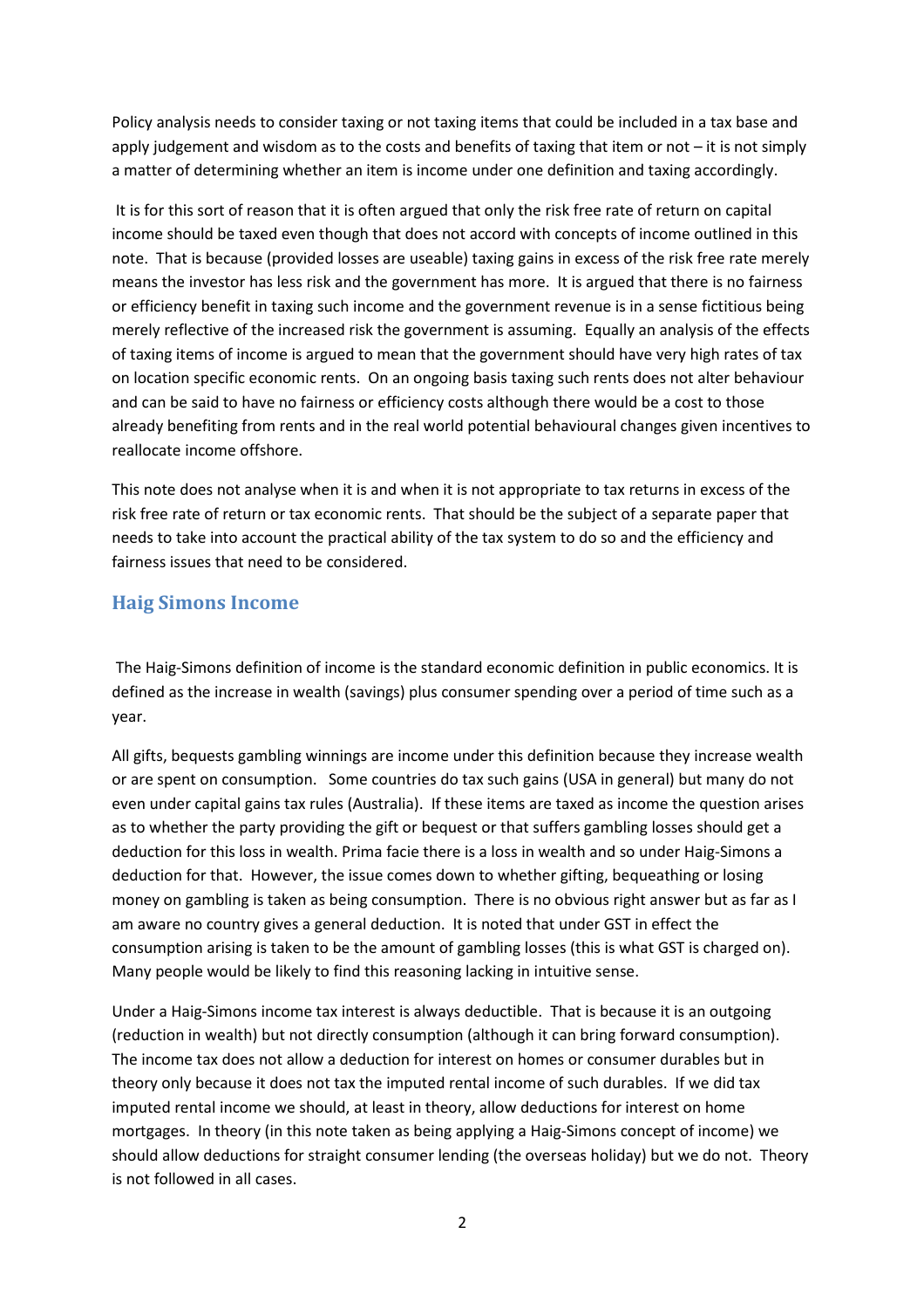Policy analysis needs to consider taxing or not taxing items that could be included in a tax base and apply judgement and wisdom as to the costs and benefits of taxing that item or not – it is not simply a matter of determining whether an item is income under one definition and taxing accordingly.

It is for this sort of reason that it is often argued that only the risk free rate of return on capital income should be taxed even though that does not accord with concepts of income outlined in this note. That is because (provided losses are useable) taxing gains in excess of the risk free rate merely means the investor has less risk and the government has more. It is argued that there is no fairness or efficiency benefit in taxing such income and the government revenue is in a sense fictitious being merely reflective of the increased risk the government is assuming. Equally an analysis of the effects of taxing items of income is argued to mean that the government should have very high rates of tax on location specific economic rents. On an ongoing basis taxing such rents does not alter behaviour and can be said to have no fairness or efficiency costs although there would be a cost to those already benefiting from rents and in the real world potential behavioural changes given incentives to reallocate income offshore.

This note does not analyse when it is and when it is not appropriate to tax returns in excess of the risk free rate of return or tax economic rents. That should be the subject of a separate paper that needs to take into account the practical ability of the tax system to do so and the efficiency and fairness issues that need to be considered.

## Haig Simons Income

The Haig-Simons definition of income is the standard economic definition in public economics. It is defined as the increase in wealth (savings) plus consumer spending over a period of time such as a year.

All gifts, bequests gambling winnings are income under this definition because they increase wealth or are spent on consumption. Some countries do tax such gains (USA in general) but many do not even under capital gains tax rules (Australia). If these items are taxed as income the question arises as to whether the party providing the gift or bequest or that suffers gambling losses should get a deduction for this loss in wealth. Prima facie there is a loss in wealth and so under Haig-Simons a deduction for that. However, the issue comes down to whether gifting, bequeathing or losing money on gambling is taken as being consumption. There is no obvious right answer but as far as I am aware no country gives a general deduction. It is noted that under GST in effect the consumption arising is taken to be the amount of gambling losses (this is what GST is charged on). Many people would be likely to find this reasoning lacking in intuitive sense.

Under a Haig-Simons income tax interest is always deductible. That is because it is an outgoing (reduction in wealth) but not directly consumption (although it can bring forward consumption). The income tax does not allow a deduction for interest on homes or consumer durables but in theory only because it does not tax the imputed rental income of such durables. If we did tax imputed rental income we should, at least in theory, allow deductions for interest on home mortgages. In theory (in this note taken as being applying a Haig-Simons concept of income) we should allow deductions for straight consumer lending (the overseas holiday) but we do not. Theory is not followed in all cases.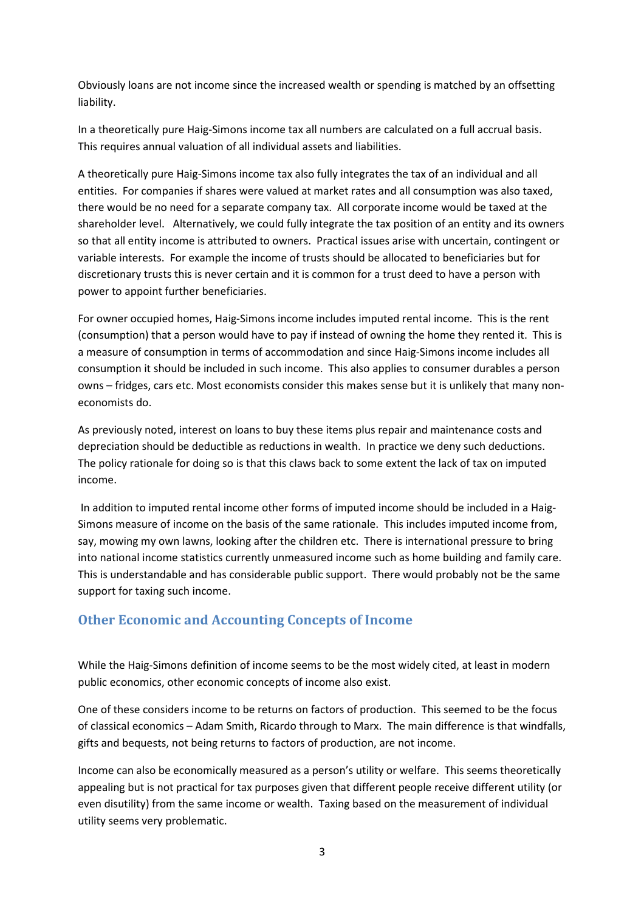Obviously loans are not income since the increased wealth or spending is matched by an offsetting liability.

In a theoretically pure Haig-Simons income tax all numbers are calculated on a full accrual basis. This requires annual valuation of all individual assets and liabilities.

A theoretically pure Haig-Simons income tax also fully integrates the tax of an individual and all entities. For companies if shares were valued at market rates and all consumption was also taxed, there would be no need for a separate company tax. All corporate income would be taxed at the shareholder level. Alternatively, we could fully integrate the tax position of an entity and its owners so that all entity income is attributed to owners. Practical issues arise with uncertain, contingent or variable interests. For example the income of trusts should be allocated to beneficiaries but for discretionary trusts this is never certain and it is common for a trust deed to have a person with power to appoint further beneficiaries.

For owner occupied homes, Haig-Simons income includes imputed rental income. This is the rent (consumption) that a person would have to pay if instead of owning the home they rented it. This is a measure of consumption in terms of accommodation and since Haig-Simons income includes all consumption it should be included in such income. This also applies to consumer durables a person owns – fridges, cars etc. Most economists consider this makes sense but it is unlikely that many non-economists do.

As previously noted, interest on loans to buy these items plus repair and maintenance costs and depreciation should be deductible as reductions in wealth. In practice we deny such deductions. The policy rationale for doing so is that this claws back to some extent the lack of tax on imputed income.

In addition to imputed rental income other forms of imputed income should be included in a Haig-Simons measure of income on the basis of the same rationale. This includes imputed income from, say, mowing my own lawns, looking after the children etc. There is international pressure to bring into national income statistics currently unmeasured income such as home building and family care. This is understandable and has considerable public support. There would probably not be the same support for taxing such income.

## Other Economic and Accounting Concepts of Income

While the Haig-Simons definition of income seems to be the most widely cited, at least in modern public economics, other economic concepts of income also exist.

One of these considers income to be returns on factors of production. This seemed to be the focus of classical economics – Adam Smith, Ricardo through to Marx. The main difference is that windfalls, gifts and bequests, not being returns to factors of production, are not income.

Income can also be economically measured as a person's utility or welfare. This seems theoretically appealing but is not practical for tax purposes given that different people receive different utility (or even disutility) from the same income or wealth. Taxing based on the measurement of individual utility seems very problematic.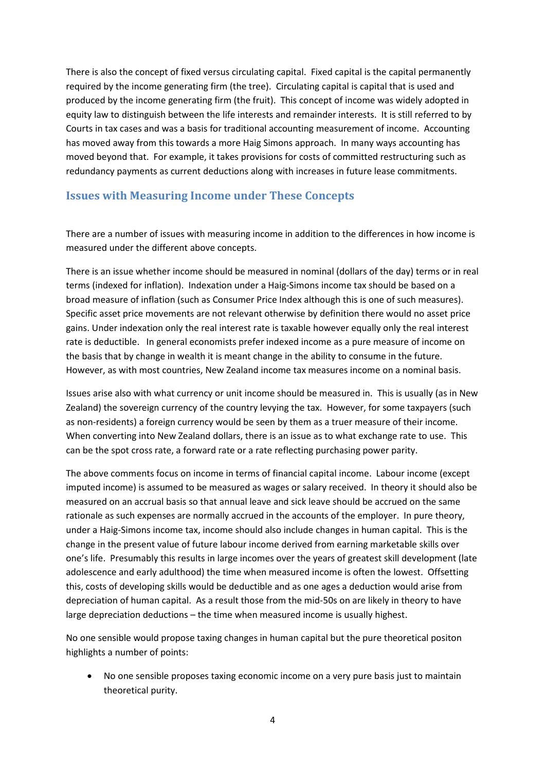There is also the concept of fixed versus circulating capital. Fixed capital is the capital permanently required by the income generating firm (the tree). Circulating capital is capital that is used and produced by the income generating firm (the fruit). This concept of income was widely adopted in equity law to distinguish between the life interests and remainder interests. It is still referred to by Courts in tax cases and was a basis for traditional accounting measurement of income. Accounting has moved away from this towards a more Haig Simons approach. In many ways accounting has moved beyond that. For example, it takes provisions for costs of committed restructuring such as redundancy payments as current deductions along with increases in future lease commitments.

## Issues with Measuring Income under These Concepts

There are a number of issues with measuring income in addition to the differences in how income is measured under the different above concepts.

There is an issue whether income should be measured in nominal (dollars of the day) terms or in real terms (indexed for inflation). Indexation under a Haig-Simons income tax should be based on a broad measure of inflation (such as Consumer Price Index although this is one of such measures). Specific asset price movements are not relevant otherwise by definition there would no asset price gains. Under indexation only the real interest rate is taxable however equally only the real interest rate is deductible. In general economists prefer indexed income as a pure measure of income on the basis that by change in wealth it is meant change in the ability to consume in the future. However, as with most countries, New Zealand income tax measures income on a nominal basis.

Issues arise also with what currency or unit income should be measured in. This is usually (as in New Zealand) the sovereign currency of the country levying the tax. However, for some taxpayers (such as non-residents) a foreign currency would be seen by them as a truer measure of their income. When converting into New Zealand dollars, there is an issue as to what exchange rate to use. This can be the spot cross rate, a forward rate or a rate reflecting purchasing power parity.

The above comments focus on income in terms of financial capital income. Labour income (except imputed income) is assumed to be measured as wages or salary received. In theory it should also be measured on an accrual basis so that annual leave and sick leave should be accrued on the same rationale as such expenses are normally accrued in the accounts of the employer. In pure theory, under a Haig-Simons income tax, income should also include changes in human capital. This is the change in the present value of future labour income derived from earning marketable skills over one's life. Presumably this results in large incomes over the years of greatest skill development (late adolescence and early adulthood) the time when measured income is often the lowest. Offsetting this, costs of developing skills would be deductible and as one ages a deduction would arise from depreciation of human capital. As a result those from the mid-50s on are likely in theory to have large depreciation deductions – the time when measured income is usually highest.

No one sensible would propose taxing changes in human capital but the pure theoretical positon highlights a number of points:

- No one sensible proposes taxing economic income on a very pure basis just to maintain theoretical purity.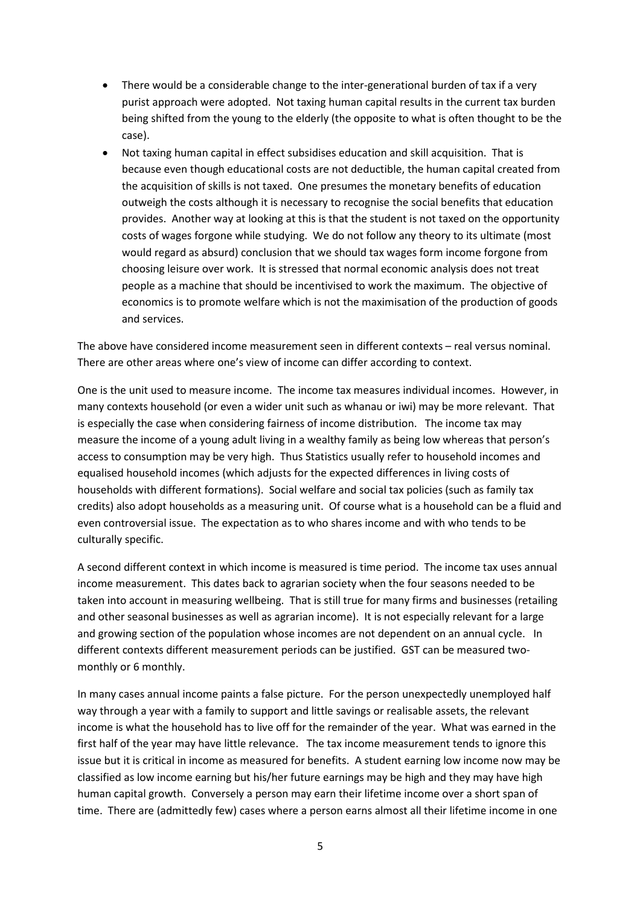- There would be a considerable change to the inter-generational burden of tax if a very purist approach were adopted. Not taxing human capital results in the current tax burden being shifted from the young to the elderly (the opposite to what is often thought to be the case).
- Not taxing human capital in effect subsidises education and skill acquisition. That is because even though educational costs are not deductible, the human capital created from the acquisition of skills is not taxed. One presumes the monetary benefits of education outweigh the costs although it is necessary to recognise the social benefits that education provides. Another way at looking at this is that the student is not taxed on the opportunity costs of wages forgone while studying. We do not follow any theory to its ultimate (most would regard as absurd) conclusion that we should tax wages form income forgone from choosing leisure over work. It is stressed that normal economic analysis does not treat people as a machine that should be incentivised to work the maximum. The objective of economics is to promote welfare which is not the maximisation of the production of goods and services.

The above have considered income measurement seen in different contexts – real versus nominal. There are other areas where one's view of income can differ according to context.

One is the unit used to measure income. The income tax measures individual incomes. However, in many contexts household (or even a wider unit such as whanau or iwi) may be more relevant. That is especially the case when considering fairness of income distribution. The income tax may measure the income of a young adult living in a wealthy family as being low whereas that person's access to consumption may be very high. Thus Statistics usually refer to household incomes and equalised household incomes (which adjusts for the expected differences in living costs of households with different formations). Social welfare and social tax policies (such as family tax credits) also adopt households as a measuring unit. Of course what is a household can be a fluid and even controversial issue. The expectation as to who shares income and with who tends to be culturally specific.

A second different context in which income is measured is time period. The income tax uses annual income measurement. This dates back to agrarian society when the four seasons needed to be taken into account in measuring wellbeing. That is still true for many firms and businesses (retailing and other seasonal businesses as well as agrarian income). It is not especially relevant for a large and growing section of the population whose incomes are not dependent on an annual cycle. In different contexts different measurement periods can be justified. GST can be measured two-monthly or 6 monthly.

In many cases annual income paints a false picture. For the person unexpectedly unemployed half way through a year with a family to support and little savings or realisable assets, the relevant income is what the household has to live off for the remainder of the year. What was earned in the first half of the year may have little relevance. The tax income measurement tends to ignore this issue but it is critical in income as measured for benefits. A student earning low income now may be classified as low income earning but his/her future earnings may be high and they may have high human capital growth. Conversely a person may earn their lifetime income over a short span of time. There are (admittedly few) cases where a person earns almost all their lifetime income in one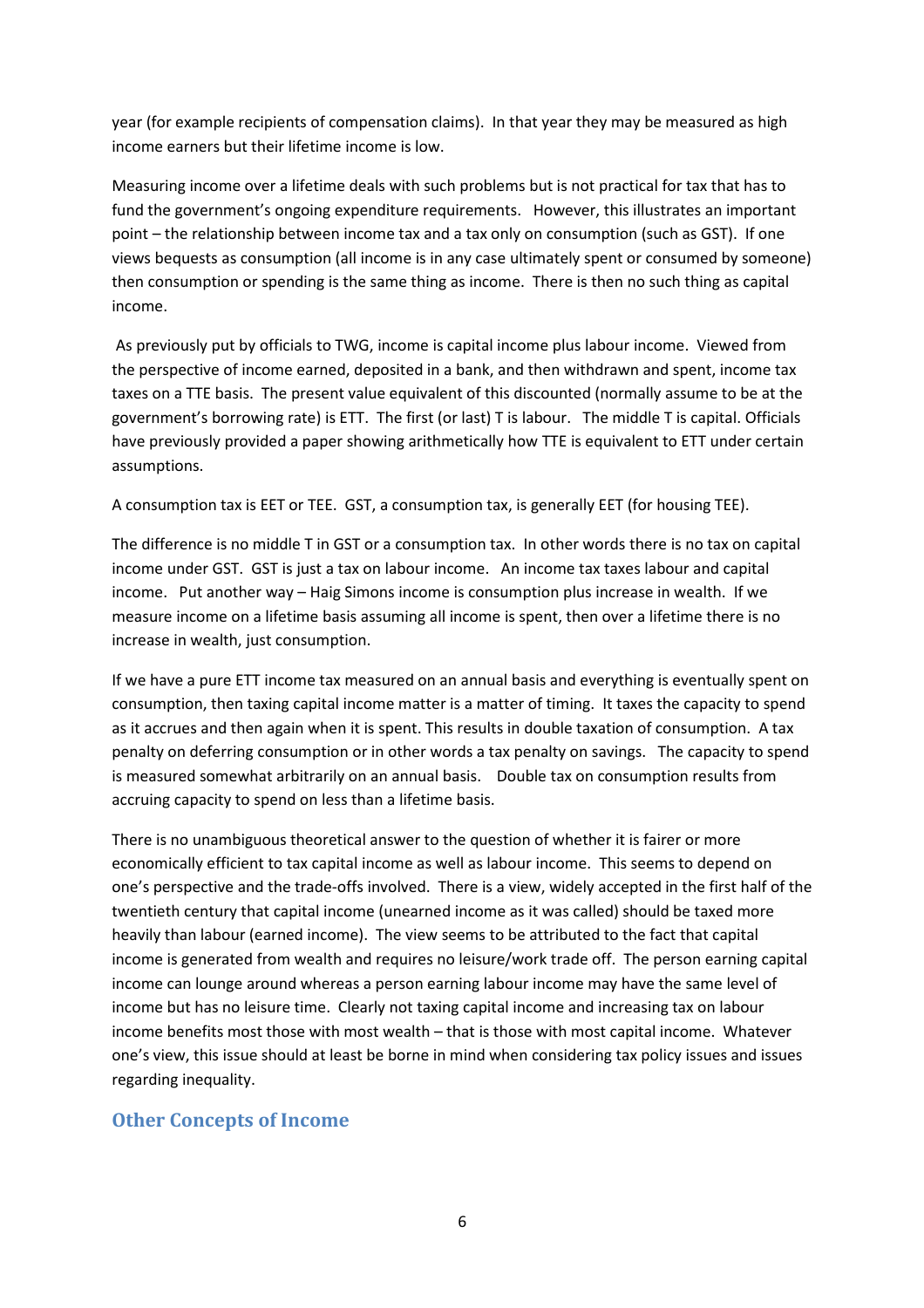year (for example recipients of compensation claims). In that year they may be measured as high income earners but their lifetime income is low.

Measuring income over a lifetime deals with such problems but is not practical for tax that has to fund the government's ongoing expenditure requirements. However, this illustrates an important point – the relationship between income tax and a tax only on consumption (such as GST). If one views bequests as consumption (all income is in any case ultimately spent or consumed by someone) then consumption or spending is the same thing as income. There is then no such thing as capital income.

As previously put by officials to TWG, income is capital income plus labour income. Viewed from the perspective of income earned, deposited in a bank, and then withdrawn and spent, income tax taxes on a TTE basis. The present value equivalent of this discounted (normally assume to be at the government's borrowing rate) is ETT. The first (or last) T is labour. The middle T is capital. Officials have previously provided a paper showing arithmetically how TTE is equivalent to ETT under certain assumptions.

A consumption tax is EET or TEE. GST, a consumption tax, is generally EET (for housing TEE).

The difference is no middle T in GST or a consumption tax. In other words there is no tax on capital income under GST. GST is just a tax on labour income. An income tax taxes labour and capital income. Put another way – Haig Simons income is consumption plus increase in wealth. If we measure income on a lifetime basis assuming all income is spent, then over a lifetime there is no increase in wealth, just consumption.

If we have a pure ETT income tax measured on an annual basis and everything is eventually spent on consumption, then taxing capital income matter is a matter of timing. It taxes the capacity to spend as it accrues and then again when it is spent. This results in double taxation of consumption. A tax penalty on deferring consumption or in other words a tax penalty on savings. The capacity to spend is measured somewhat arbitrarily on an annual basis. Double tax on consumption results from accruing capacity to spend on less than a lifetime basis.

There is no unambiguous theoretical answer to the question of whether it is fairer or more economically efficient to tax capital income as well as labour income. This seems to depend on one's perspective and the trade-offs involved. There is a view, widely accepted in the first half of the twentieth century that capital income (unearned income as it was called) should be taxed more heavily than labour (earned income). The view seems to be attributed to the fact that capital income is generated from wealth and requires no leisure/work trade off. The person earning capital income can lounge around whereas a person earning labour income may have the same level of income but has no leisure time. Clearly not taxing capital income and increasing tax on labour income benefits most those with most wealth – that is those with most capital income. Whatever one's view, this issue should at least be borne in mind when considering tax policy issues and issues regarding inequality.

## Other Concepts of Income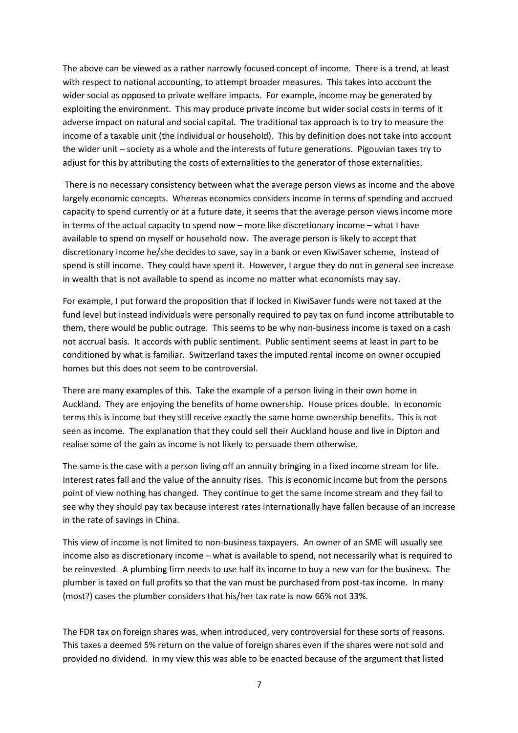The above can be viewed as a rather narrowly focused concept of income. There is a trend, at least with respect to national accounting, to attempt broader measures. This takes into account the wider social as opposed to private welfare impacts. For example, income may be generated by exploiting the environment. This may produce private income but wider social costs in terms of it adverse impact on natural and social capital. The traditional tax approach is to try to measure the income of a taxable unit (the individual or household). This by definition does not take into account the wider unit – society as a whole and the interests of future generations. Pigouvian taxes try to adjust for this by attributing the costs of externalities to the generator of those externalities.

There is no necessary consistency between what the average person views as income and the above largely economic concepts. Whereas economics considers income in terms of spending and accrued capacity to spend currently or at a future date, it seems that the average person views income more in terms of the actual capacity to spend now – more like discretionary income – what I have available to spend on myself or household now. The average person is likely to accept that discretionary income he/she decides to save, say in a bank or even KiwiSaver scheme, instead of spend is still income. They could have spent it. However, I argue they do not in general see increase in wealth that is not available to spend as income no matter what economists may say.

For example, I put forward the proposition that if locked in KiwiSaver funds were not taxed at the fund level but instead individuals were personally required to pay tax on fund income attributable to them, there would be public outrage. This seems to be why non-business income is taxed on a cash not accrual basis. It accords with public sentiment. Public sentiment seems at least in part to be conditioned by what is familiar. Switzerland taxes the imputed rental income on owner occupied homes but this does not seem to be controversial.

There are many examples of this. Take the example of a person living in their own home in Auckland. They are enjoying the benefits of home ownership. House prices double. In economic terms this is income but they still receive exactly the same home ownership benefits. This is not seen as income. The explanation that they could sell their Auckland house and live in Dipton and realise some of the gain as income is not likely to persuade them otherwise.

The same is the case with a person living off an annuity bringing in a fixed income stream for life. Interest rates fall and the value of the annuity rises. This is economic income but from the persons point of view nothing has changed. They continue to get the same income stream and they fail to see why they should pay tax because interest rates internationally have fallen because of an increase in the rate of savings in China.

This view of income is not limited to non-business taxpayers. An owner of an SME will usually see income also as discretionary income – what is available to spend, not necessarily what is required to be reinvested. A plumbing firm needs to use half its income to buy a new van for the business. The plumber is taxed on full profits so that the van must be purchased from post-tax income. In many (most?) cases the plumber considers that his/her tax rate is now 66% not 33%.

The FDR tax on foreign shares was, when introduced, very controversial for these sorts of reasons. This taxes a deemed 5% return on the value of foreign shares even if the shares were not sold and provided no dividend. In my view this was able to be enacted because of the argument that listed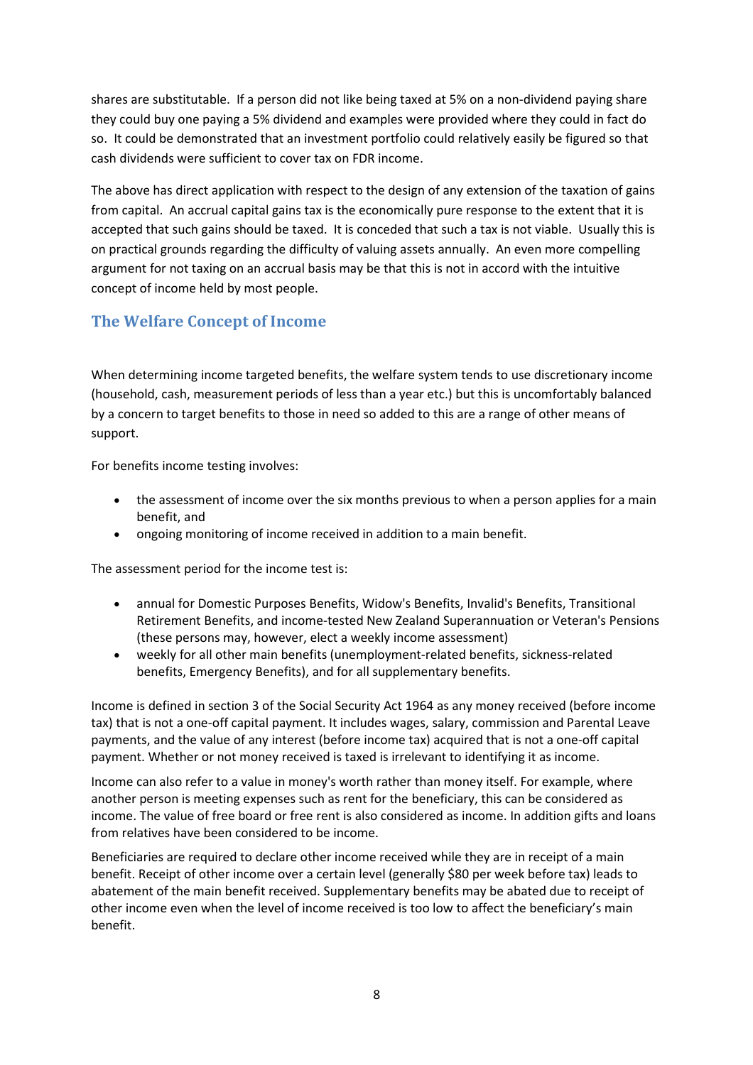shares are substitutable. If a person did not like being taxed at 5% on a non-dividend paying share they could buy one paying a 5% dividend and examples were provided where they could in fact do so. It could be demonstrated that an investment portfolio could relatively easily be figured so that cash dividends were sufficient to cover tax on FDR income.

The above has direct application with respect to the design of any extension of the taxation of gains from capital. An accrual capital gains tax is the economically pure response to the extent that it is accepted that such gains should be taxed. It is conceded that such a tax is not viable. Usually this is on practical grounds regarding the difficulty of valuing assets annually. An even more compelling argument for not taxing on an accrual basis may be that this is not in accord with the intuitive concept of income held by most people.

## The Welfare Concept of Income

When determining income targeted benefits, the welfare system tends to use discretionary income (household, cash, measurement periods of less than a year etc.) but this is uncomfortably balanced by a concern to target benefits to those in need so added to this are a range of other means of support.

For benefits income testing involves:

- the assessment of income over the six months previous to when a person applies for a main benefit, and
- ongoing monitoring of income received in addition to a main benefit.

The assessment period for the income test is:

- annual for Domestic Purposes Benefits, Widow's Benefits, Invalid's Benefits, Transitional Retirement Benefits, and income-tested New Zealand Superannuation or Veteran's Pensions (these persons may, however, elect a weekly income assessment)
- weekly for all other main benefits (unemployment-related benefits, sickness-related benefits, Emergency Benefits), and for all supplementary benefits.

Income is defined in section 3 of the Social Security Act 1964 as any money received (before income tax) that is not a one-off capital payment. It includes wages, salary, commission and Parental Leave payments, and the value of any interest (before income tax) acquired that is not a one-off capital payment. Whether or not money received is taxed is irrelevant to identifying it as income.

Income can also refer to a value in money's worth rather than money itself. For example, where another person is meeting expenses such as rent for the beneficiary, this can be considered as income. The value of free board or free rent is also considered as income. In addition gifts and loans from relatives have been considered to be income.

Beneficiaries are required to declare other income received while they are in receipt of a main benefit. Receipt of other income over a certain level (generally $80 per week before tax) leads to abatement of the main benefit received. Supplementary benefits may be abated due to receipt of other income even when the level of income received is too low to affect the beneficiary's main benefit.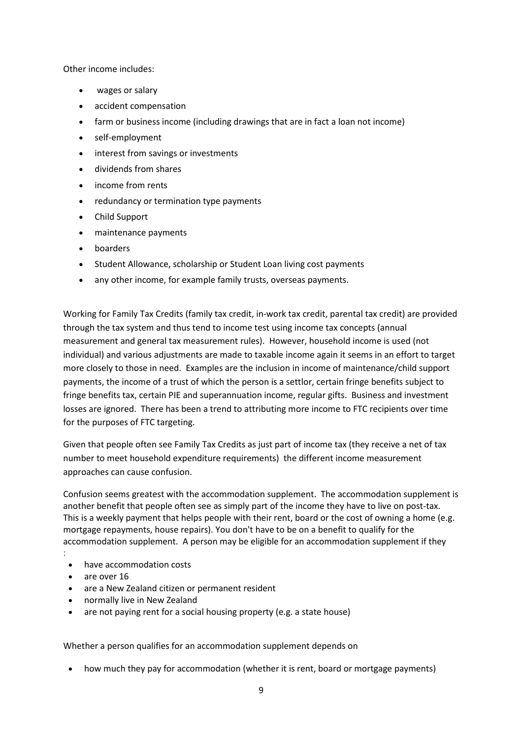Other income includes:

- wages or salary
- accident compensation
- farm or business income (including drawings that are in fact a loan not income)
- self-employment
- interest from savings or investments
- dividends from shares
- income from rents
- redundancy or termination type payments
- Child Support
- maintenance payments
- boarders
- Student Allowance, scholarship or Student Loan living cost payments
- any other income, for example family trusts, overseas payments.

Working for Family Tax Credits (family tax credit, in-work tax credit, parental tax credit) are provided through the tax system and thus tend to income test using income tax concepts (annual measurement and general tax measurement rules). However, household income is used (not individual) and various adjustments are made to taxable income again it seems in an effort to target more closely to those in need. Examples are the inclusion in income of maintenance/child support payments, the income of a trust of which the person is a settlor, certain fringe benefits subject to fringe benefits tax, certain PIE and superannuation income, regular gifts. Business and investment losses are ignored. There has been a trend to attributing more income to FTC recipients over time for the purposes of FTC targeting.

Given that people often see Family Tax Credits as just part of income tax (they receive a net of tax number to meet household expenditure requirements) the different income measurement approaches can cause confusion.

Confusion seems greatest with the accommodation supplement. The accommodation supplement is another benefit that people often see as simply part of the income they have to live on post-tax. This is a weekly payment that helps people with their rent, board or the cost of owning a home (e.g. mortgage repayments, house repairs). You don't have to be on a benefit to qualify for the accommodation supplement. A person may be eligible for an accommodation supplement if they :

- have accommodation costs
- are over 16
- are a New Zealand citizen or permanent resident
- normally live in New Zealand
- are not paying rent for a social housing property (e.g. a state house)

Whether a person qualifies for an accommodation supplement depends on

- how much they pay for accommodation (whether it is rent, board or mortgage payments)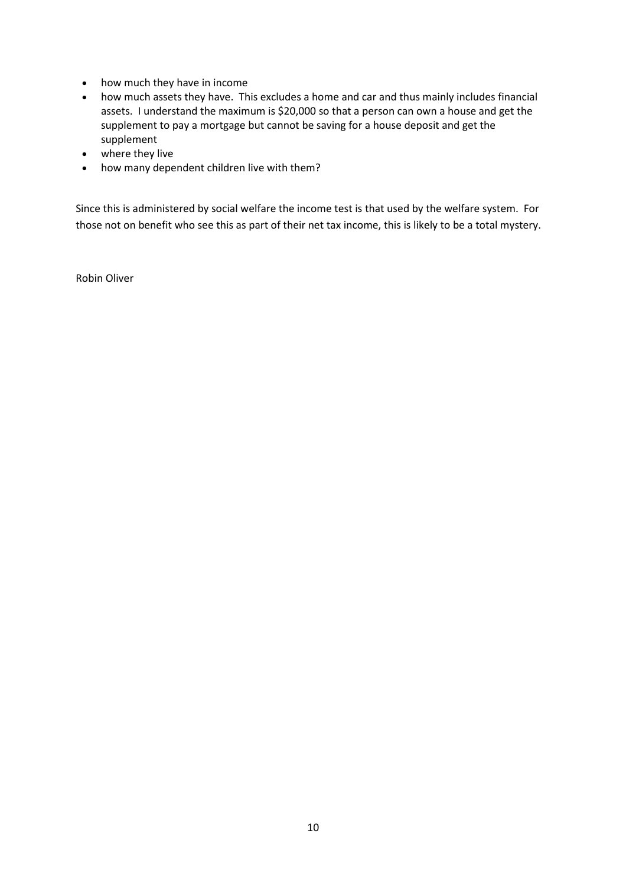- how much they have in income
- how much assets they have. This excludes a home and car and thus mainly includes financial assets. I understand the maximum is $20,000 so that a person can own a house and get the supplement to pay a mortgage but cannot be saving for a house deposit and get the supplement
- where they live
- how many dependent children live with them?

Since this is administered by social welfare the income test is that used by the welfare system. For those not on benefit who see this as part of their net tax income, this is likely to be a total mystery.

Robin Oliver